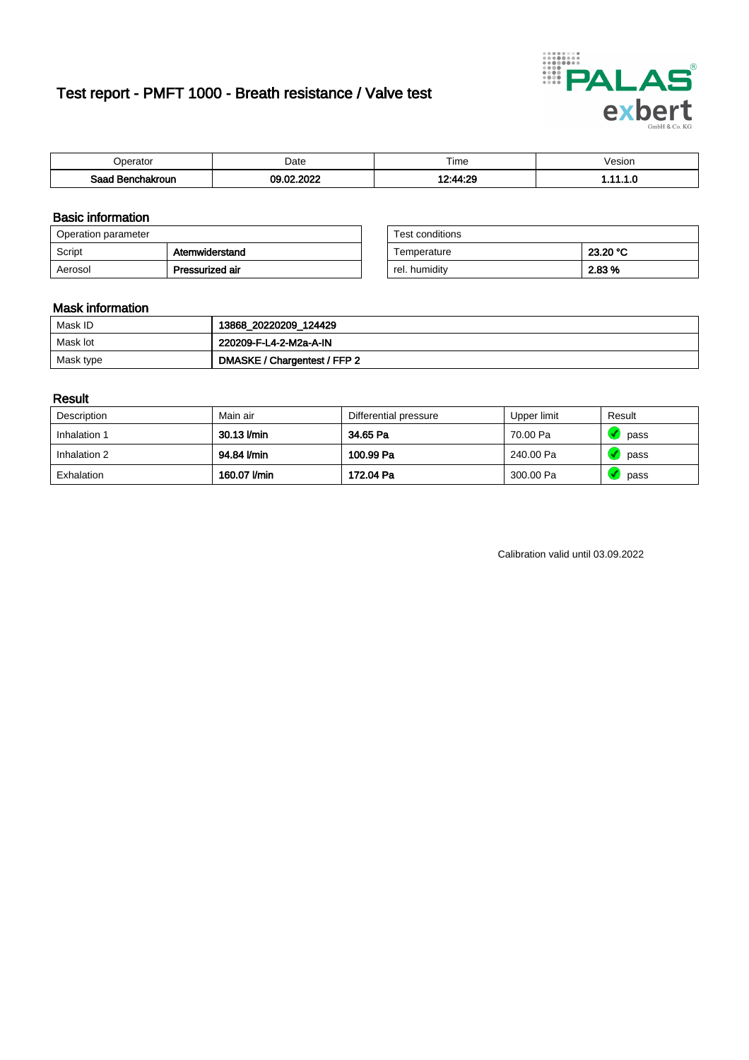# Test report - PMFT 1000 - Breath resistance / Valve test

| Operator | Date | Time | Vesion |
|---|---|---|---|
| **Saad Benchakroun** | **09.02.2022** | **12:44:29** | **1.11.1.0** |

## Basic information

| Operation parameter | |
|---|---|
| Script | **Atemwiderstand** |
| Aerosol | **Pressurized air** |

| Test conditions | |
|---|---|
| Temperature | **23.20 °C** |
| rel. humidity | **2.83 %** |

## Mask information

| | |
|---|---|
| Mask ID | **13868_20220209_124429** |
| Mask lot | **220209-F-L4-2-M2a-A-IN** |
| Mask type | **DMASKE / Chargentest / FFP 2** |

## Result

| Description | Main air | Differential pressure | Upper limit | Result |
|---|---|---|---|---|
| Inhalation 1 | **30.13 l/min** | **34.65 Pa** | 70.00 Pa | pass |
| Inhalation 2 | **94.84 l/min** | **100.99 Pa** | 240.00 Pa | pass |
| Exhalation | **160.07 l/min** | **172.04 Pa** | 300.00 Pa | pass |

Calibration valid until 03.09.2022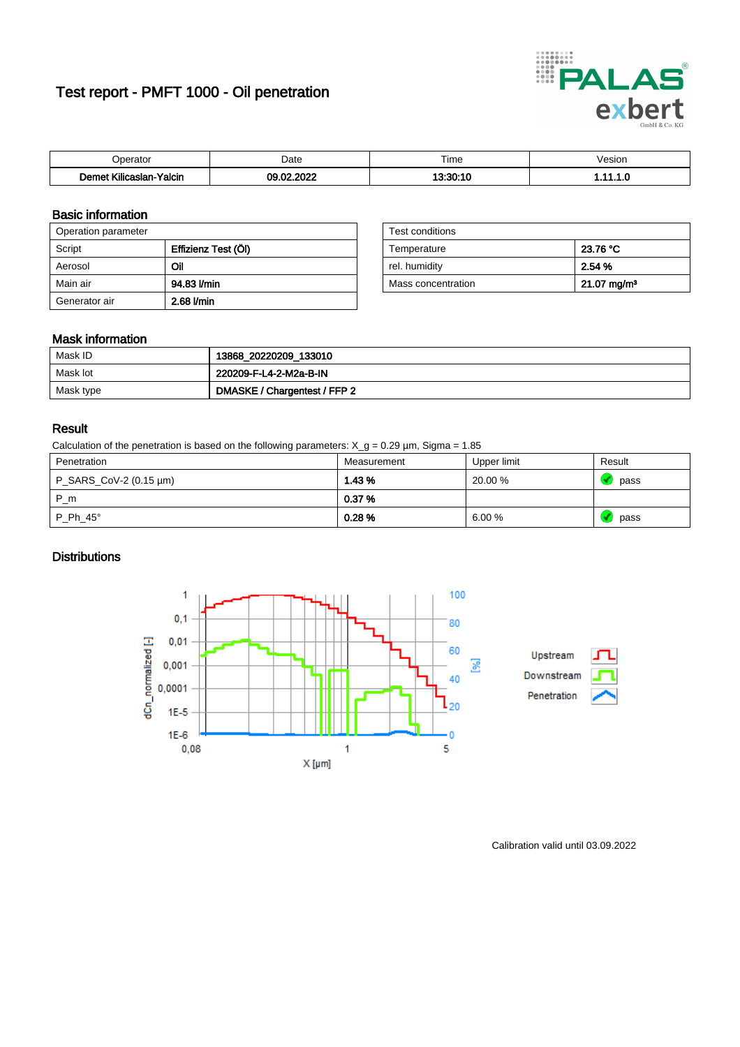# Test report - PMFT 1000 - Oil penetration

PALAS exbert GmbH & Co. KG

| Operator | Date | Time | Vesion |
|---|---|---|---|
| **Demet Kilicaslan-Yalcin** | **09.02.2022** | **13:30:10** | **1.11.1.0** |

## Basic information

| Operation parameter | |
|---|---|
| Script | **Effizienz Test (Öl)** |
| Aerosol | **Oil** |
| Main air | **94.83 l/min** |
| Generator air | **2.68 l/min** |

| Test conditions | |
|---|---|
| Temperature | **23.76 °C** |
| rel. humidity | **2.54 %** |
| Mass concentration | **21.07 mg/m³** |

## Mask information

| | |
|---|---|
| Mask ID | **13868_20220209_133010** |
| Mask lot | **220209-F-L4-2-M2a-B-IN** |
| Mask type | **DMASKE / Chargentest / FFP 2** |

## Result

Calculation of the penetration is based on the following parameters: X_g = 0.29 µm, Sigma = 1.85

| Penetration | Measurement | Upper limit | Result |
|---|---|---|---|
| P_SARS_CoV-2 (0.15 µm) | **1.43 %** | 20.00 % | pass |
| P_m | **0.37 %** | | |
| P_Ph_45° | **0.28 %** | 6.00 % | pass |

## Distributions

dCn_normalized [-]
1
0,1
0,01
0,001
0,0001
1E-5
1E-6
0,08
1
5
X [µm]
[%]
100
80
60
40
20
0
Upstream
Downstream
Penetration

Calibration valid until 03.09.2022